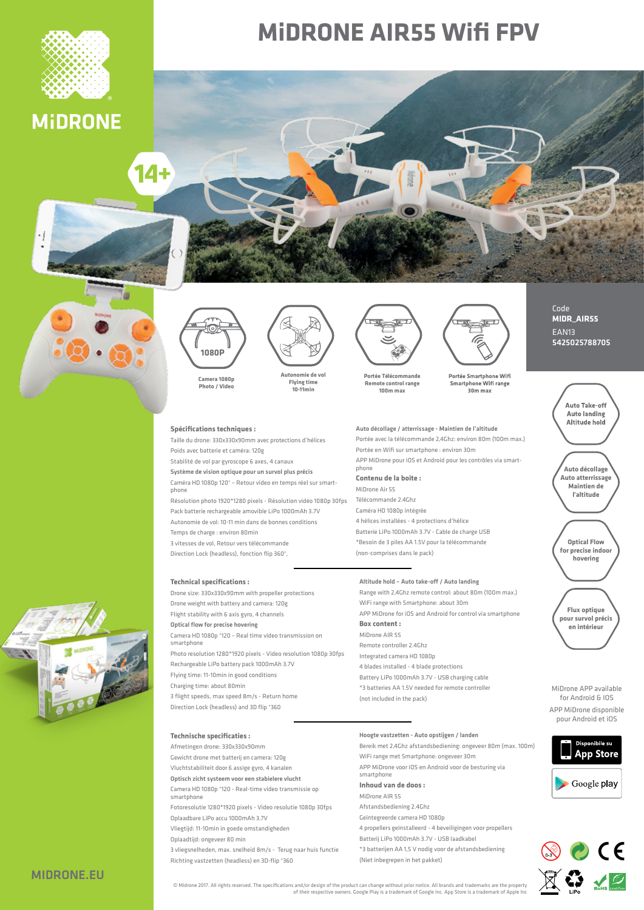# MiDRONE AIR55 Wifi FPV

MiDRONE

14+

**1080P**

**Camera 1080p**
**Photo / Video**

**Autonomie de vol**
**Flying time**
**10-11min**

**Portée Télécommande**
**Remote control range**
**100m max**

**Portée Smartphone Wifi**
**Smartphone Wifi range**
**30m max**

Code
**MIDR_AIR55**
EAN13
**5425025788705**

**Auto Take-off**
**Auto landing**
**Altitude hold**

**Auto décollage**
**Auto atterrissage**
**Maintien de l'altitude**

**Optical Flow for precise indoor hovering**

**Flux optique pour survol précis en intérieur**

### Spécifications techniques :

Taille du drone: 330x330x90mm avec protections d'hélices
Poids avec batterie et caméra: 120g
Stabilité de vol par gyroscope 6 axes, 4 canaux
**Système de vision optique pour un survol plus précis**
Caméra HD 1080p 120° – Retour vidéo en temps réel sur smartphone
Résolution photo 1920*1280 pixels - Résolution vidéo 1080p 30fps
Pack batterie rechargeable amovible LiPo 1000mAh 3.7V
Autonomie de vol: 10-11 min dans de bonnes conditions
Temps de charge : environ 80min
3 vitesses de vol, Retour vers télécommande
Direction Lock (headless), fonction flip 360°,

**Auto décollage / atterrissage - Maintien de l'altitude**
Portée avec la télécommande 2,4Ghz: environ 80m (100m max.)
Portée en Wifi sur smartphone : environ 30m
APP MiDrone pour iOS et Android pour les contrôles via smartphone

**Contenu de la boîte :**
MiDrone Air 55
Télécommande 2.4Ghz
Caméra HD 1080p intégrée
4 hélices installées - 4 protections d'hélice
Batterie LiPo 1000mAh 3.7V - Cable de charge USB
*Besoin de 3 piles AA 1.5V pour la télécommande
(non-comprises dans le pack)

### Technical specifications :

Drone size: 330x330x90mm with propeller protections
Drone weight with battery and camera: 120g
Flight stability with 6 axis gyro, 4 channels
**Optical flow for precise hovering**
Camera HD 1080p °120 – Real time video transmission on smartphone
Photo resolution 1280*1920 pixels - Video resolution 1080p 30fps
Rechargeable LiPo battery pack 1000mAh 3.7V
Flying time: 11-10min in good conditions
Charging time: about 80min
3 flight speeds, max speed 8m/s - Return home
Direction Lock (headless) and 3D flip °360

**Altitude hold – Auto take-off / Auto landing**
Range with 2,4Ghz remote control: about 80m (100m max.)
WiFi range with Smartphone: about 30m
APP MiDrone for iOS and Android for control via smartphone

**Box content :**
MiDrone AIR 55
Remote controller 2.4Ghz
Integrated camera HD 1080p
4 blades installed - 4 blade protections
Battery LiPo 1000mAh 3.7V - USB charging cable
*3 batteries AA 1.5V needed for remote controller
(not included in the pack)

### Technische specificaties :

Afmetingen drone: 330x330x90mm
Gewicht drone met batterij en camera: 120g
Vluchtstabiliteit door 6 assige gyro, 4 kanalen
**Optisch zicht systeem voor een stabielere vlucht**
Camera HD 1080p °120 - Real-time video transmissie op smartphone
Fotoresolutie 1280*1920 pixels - Video resolutie 1080p 30fps
Oplaadbare LiPo accu 1000mAh 3.7V
Vliegtijd: 11-10min in goede omstandigheden
Oplaadtijd: ongeveer 80 min
3 vliegsnelheden, max. snelheid 8m/s - Terug naar huis functie
Richting vastzetten (headless) en 3D-flip °360

**Hoogte vastzetten - Auto opstijgen / landen**
Bereik met 2,4Ghz afstandsbediening: ongeveer 80m (max. 100m)
WiFi range met Smartphone: ongeveer 30m
APP MiDrone voor iOS en Android voor de besturing via smartphone

**Inhoud van de doos :**
MiDrone AIR 55
Afstandsbediening 2.4Ghz
Geïntegreerde camera HD 1080p
4 propellers geïnstalleerd - 4 beveiligingen voor propellers
Batterij LiPo 1000mAh 3.7V - USB laadkabel
*3 batterijen AA 1,5 V nodig voor de afstandsbediening
(Niet inbegrepen in het pakket)

MiDrone APP available for Android & IOS

APP MiDrone disponible pour Android et iOS

Disponible sur App Store

Google play

MIDRONE.EU

© Midrone 2017. All rights reserved. The specifications and/or design of the product can change without prior notice. All brands and trademarks are the property of their respective owners. Google Play is a trademark of Google Inc. App Store is a trademark of Apple Inc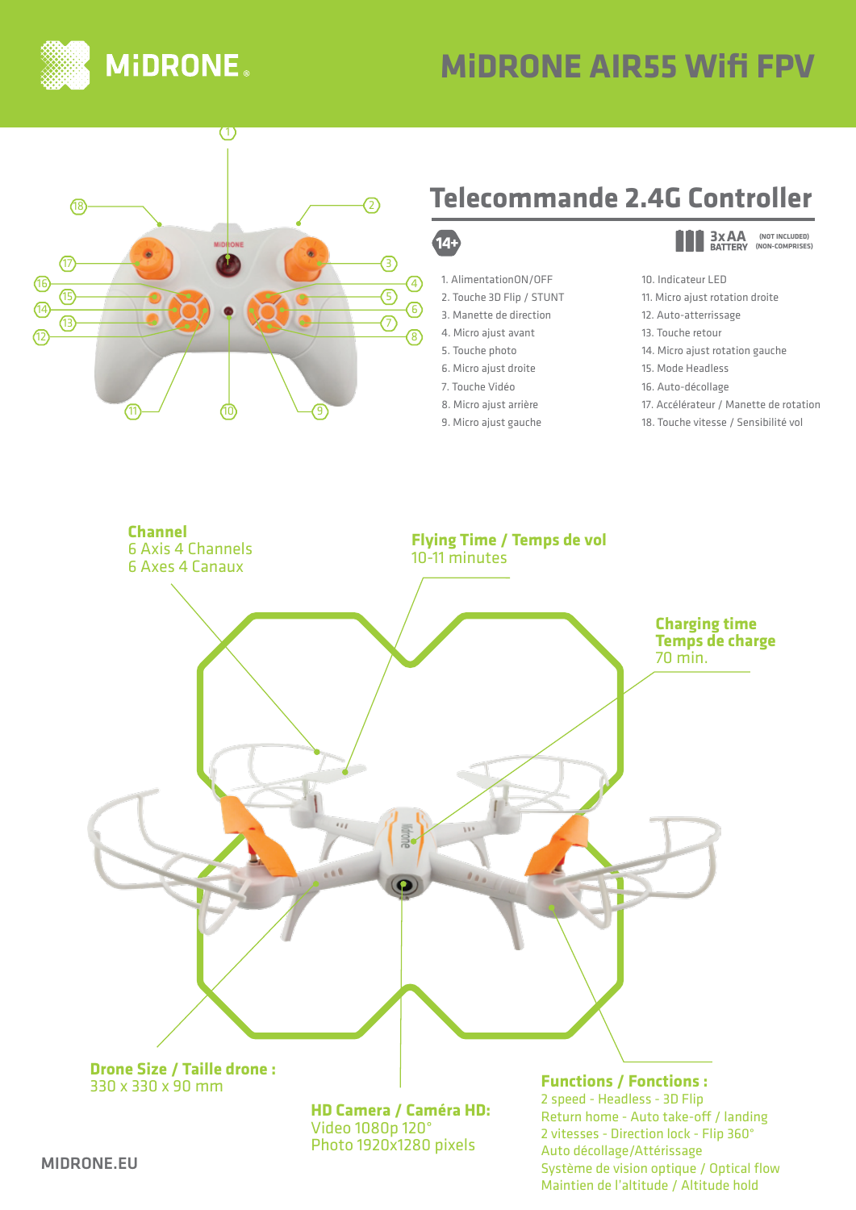# MiDRONE AIR55 Wifi FPV

## Telecommande 2.4G Controller

14+

3xAA BATTERY (NOT INCLUDED) (NON-COMPRISES)

1. AlimentationON/OFF
2. Touche 3D Flip / STUNT
3. Manette de direction
4. Micro ajust avant
5. Touche photo
6. Micro ajust droite
7. Touche Vidéo
8. Micro ajust arrière
9. Micro ajust gauche
10. Indicateur LED
11. Micro ajust rotation droite
12. Auto-atterrissage
13. Touche retour
14. Micro ajust rotation gauche
15. Mode Headless
16. Auto-décollage
17. Accélérateur / Manette de rotation
18. Touche vitesse / Sensibilité vol

**Channel**
6 Axis 4 Channels
6 Axes 4 Canaux

**Flying Time / Temps de vol**
10-11 minutes

**Charging time**
**Temps de charge**
70 min.

**Drone Size / Taille drone :**
330 x 330 x 90 mm

**HD Camera / Caméra HD:**
Video 1080p 120°
Photo 1920x1280 pixels

**Functions / Fonctions :**
2 speed - Headless - 3D Flip
Return home - Auto take-off / landing
2 vitesses - Direction lock - Flip 360°
Auto décollage/Attérissage
Système de vision optique / Optical flow
Maintien de l'altitude / Altitude hold

MIDRONE.EU